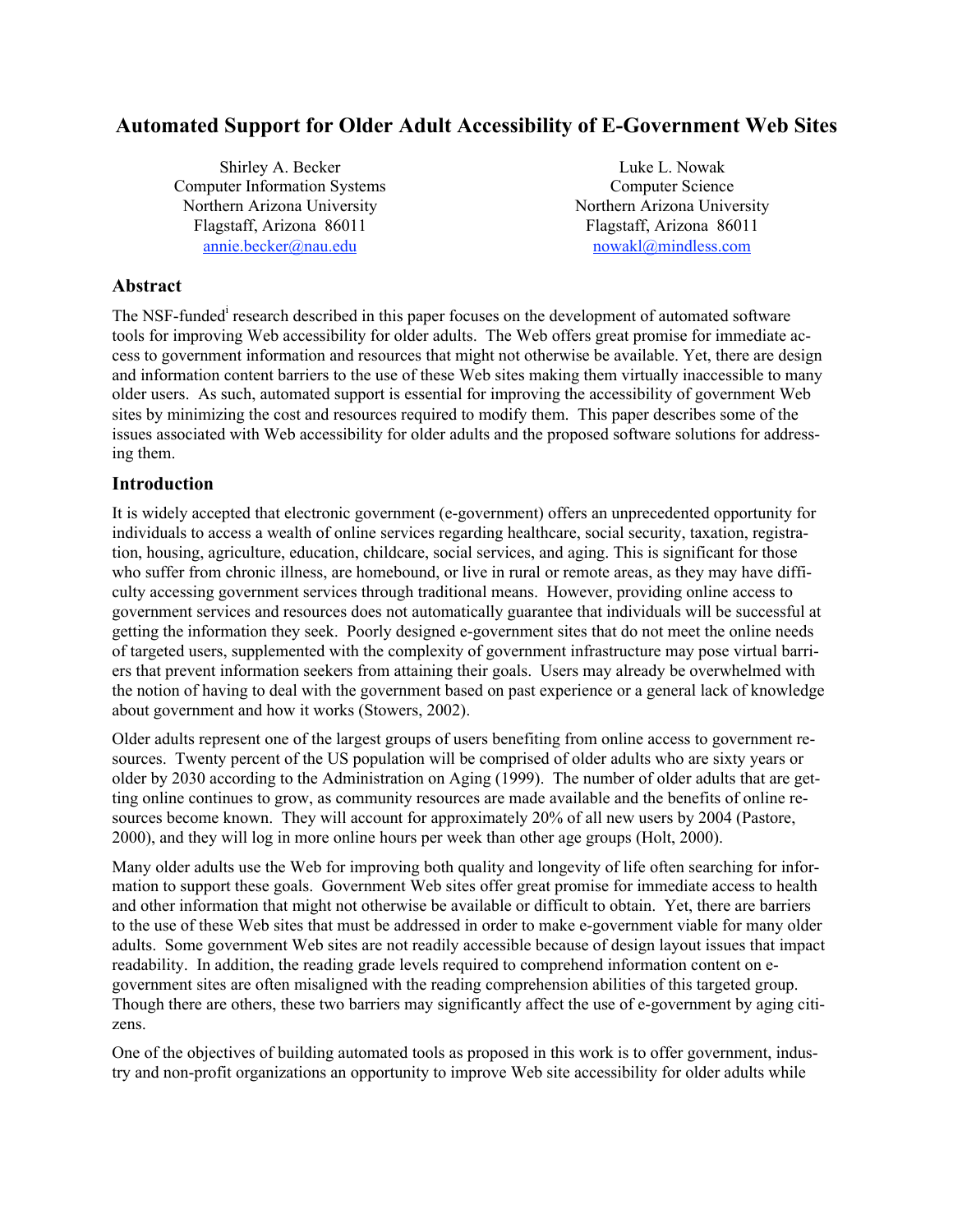# Automated Support for Older Adult Accessibility of E-Government Web Sites

Shirley A. Becker
Computer Information Systems
Northern Arizona University
Flagstaff, Arizona 86011
annie.becker@nau.edu

Luke L. Nowak
Computer Science
Northern Arizona University
Flagstaff, Arizona 86011
nowakl@mindless.com

## Abstract

The NSF-funded[i] research described in this paper focuses on the development of automated software tools for improving Web accessibility for older adults. The Web offers great promise for immediate access to government information and resources that might not otherwise be available. Yet, there are design and information content barriers to the use of these Web sites making them virtually inaccessible to many older users. As such, automated support is essential for improving the accessibility of government Web sites by minimizing the cost and resources required to modify them. This paper describes some of the issues associated with Web accessibility for older adults and the proposed software solutions for addressing them.

## Introduction

It is widely accepted that electronic government (e-government) offers an unprecedented opportunity for individuals to access a wealth of online services regarding healthcare, social security, taxation, registration, housing, agriculture, education, childcare, social services, and aging. This is significant for those who suffer from chronic illness, are homebound, or live in rural or remote areas, as they may have difficulty accessing government services through traditional means. However, providing online access to government services and resources does not automatically guarantee that individuals will be successful at getting the information they seek. Poorly designed e-government sites that do not meet the online needs of targeted users, supplemented with the complexity of government infrastructure may pose virtual barriers that prevent information seekers from attaining their goals. Users may already be overwhelmed with the notion of having to deal with the government based on past experience or a general lack of knowledge about government and how it works (Stowers, 2002).

Older adults represent one of the largest groups of users benefiting from online access to government resources. Twenty percent of the US population will be comprised of older adults who are sixty years or older by 2030 according to the Administration on Aging (1999). The number of older adults that are getting online continues to grow, as community resources are made available and the benefits of online resources become known. They will account for approximately 20% of all new users by 2004 (Pastore, 2000), and they will log in more online hours per week than other age groups (Holt, 2000).

Many older adults use the Web for improving both quality and longevity of life often searching for information to support these goals. Government Web sites offer great promise for immediate access to health and other information that might not otherwise be available or difficult to obtain. Yet, there are barriers to the use of these Web sites that must be addressed in order to make e-government viable for many older adults. Some government Web sites are not readily accessible because of design layout issues that impact readability. In addition, the reading grade levels required to comprehend information content on e-government sites are often misaligned with the reading comprehension abilities of this targeted group. Though there are others, these two barriers may significantly affect the use of e-government by aging citizens.

One of the objectives of building automated tools as proposed in this work is to offer government, industry and non-profit organizations an opportunity to improve Web site accessibility for older adults while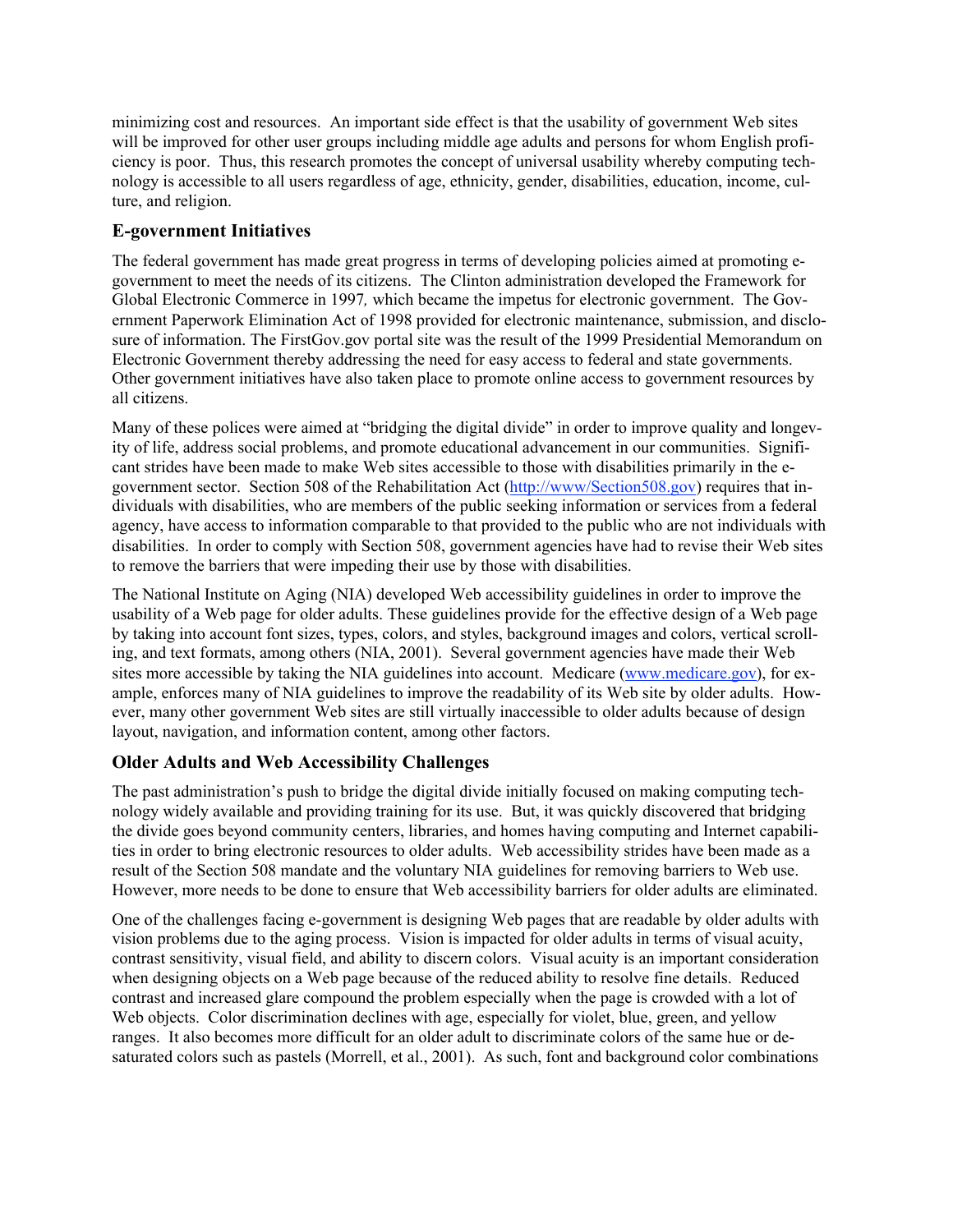minimizing cost and resources. An important side effect is that the usability of government Web sites will be improved for other user groups including middle age adults and persons for whom English proficiency is poor. Thus, this research promotes the concept of universal usability whereby computing technology is accessible to all users regardless of age, ethnicity, gender, disabilities, education, income, culture, and religion.

## E-government Initiatives

The federal government has made great progress in terms of developing policies aimed at promoting e-government to meet the needs of its citizens. The Clinton administration developed the Framework for Global Electronic Commerce in 1997*,* which became the impetus for electronic government. The Government Paperwork Elimination Act of 1998 provided for electronic maintenance, submission, and disclosure of information. The FirstGov.gov portal site was the result of the 1999 Presidential Memorandum on Electronic Government thereby addressing the need for easy access to federal and state governments. Other government initiatives have also taken place to promote online access to government resources by all citizens.

Many of these polices were aimed at "bridging the digital divide" in order to improve quality and longevity of life, address social problems, and promote educational advancement in our communities. Significant strides have been made to make Web sites accessible to those with disabilities primarily in the e-government sector. Section 508 of the Rehabilitation Act (http://www/Section508.gov) requires that individuals with disabilities, who are members of the public seeking information or services from a federal agency, have access to information comparable to that provided to the public who are not individuals with disabilities. In order to comply with Section 508, government agencies have had to revise their Web sites to remove the barriers that were impeding their use by those with disabilities.

The National Institute on Aging (NIA) developed Web accessibility guidelines in order to improve the usability of a Web page for older adults. These guidelines provide for the effective design of a Web page by taking into account font sizes, types, colors, and styles, background images and colors, vertical scrolling, and text formats, among others (NIA, 2001). Several government agencies have made their Web sites more accessible by taking the NIA guidelines into account. Medicare (www.medicare.gov), for example, enforces many of NIA guidelines to improve the readability of its Web site by older adults. However, many other government Web sites are still virtually inaccessible to older adults because of design layout, navigation, and information content, among other factors.

## Older Adults and Web Accessibility Challenges

The past administration's push to bridge the digital divide initially focused on making computing technology widely available and providing training for its use. But, it was quickly discovered that bridging the divide goes beyond community centers, libraries, and homes having computing and Internet capabilities in order to bring electronic resources to older adults. Web accessibility strides have been made as a result of the Section 508 mandate and the voluntary NIA guidelines for removing barriers to Web use. However, more needs to be done to ensure that Web accessibility barriers for older adults are eliminated.

One of the challenges facing e-government is designing Web pages that are readable by older adults with vision problems due to the aging process. Vision is impacted for older adults in terms of visual acuity, contrast sensitivity, visual field, and ability to discern colors. Visual acuity is an important consideration when designing objects on a Web page because of the reduced ability to resolve fine details. Reduced contrast and increased glare compound the problem especially when the page is crowded with a lot of Web objects. Color discrimination declines with age, especially for violet, blue, green, and yellow ranges. It also becomes more difficult for an older adult to discriminate colors of the same hue or desaturated colors such as pastels (Morrell, et al., 2001). As such, font and background color combinations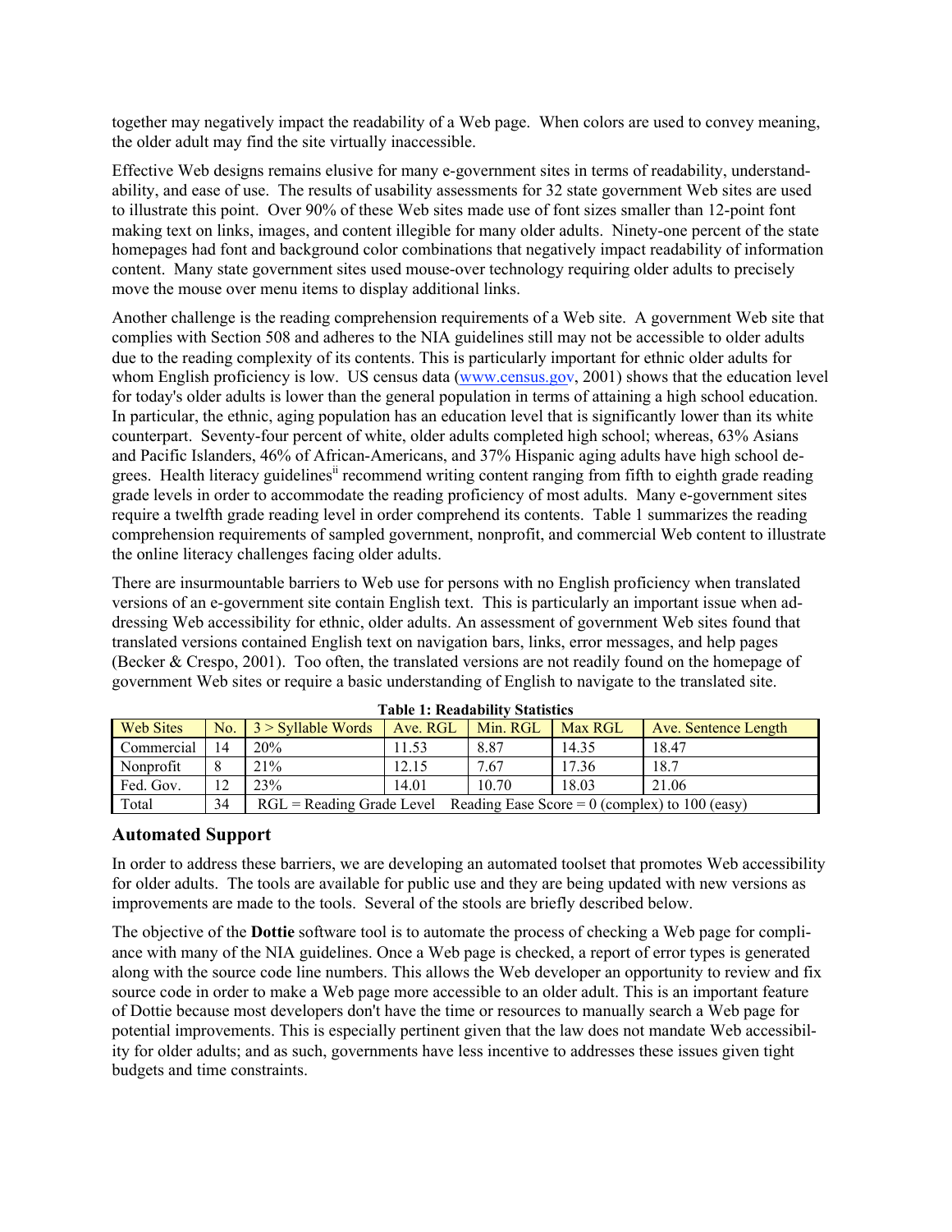together may negatively impact the readability of a Web page. When colors are used to convey meaning, the older adult may find the site virtually inaccessible.

Effective Web designs remains elusive for many e-government sites in terms of readability, understandability, and ease of use. The results of usability assessments for 32 state government Web sites are used to illustrate this point. Over 90% of these Web sites made use of font sizes smaller than 12-point font making text on links, images, and content illegible for many older adults. Ninety-one percent of the state homepages had font and background color combinations that negatively impact readability of information content. Many state government sites used mouse-over technology requiring older adults to precisely move the mouse over menu items to display additional links.

Another challenge is the reading comprehension requirements of a Web site. A government Web site that complies with Section 508 and adheres to the NIA guidelines still may not be accessible to older adults due to the reading complexity of its contents. This is particularly important for ethnic older adults for whom English proficiency is low. US census data (www.census.gov, 2001) shows that the education level for today's older adults is lower than the general population in terms of attaining a high school education. In particular, the ethnic, aging population has an education level that is significantly lower than its white counterpart. Seventy-four percent of white, older adults completed high school; whereas, 63% Asians and Pacific Islanders, 46% of African-Americans, and 37% Hispanic aging adults have high school degrees. Health literacy guidelines[ii] recommend writing content ranging from fifth to eighth grade reading grade levels in order to accommodate the reading proficiency of most adults. Many e-government sites require a twelfth grade reading level in order comprehend its contents. Table 1 summarizes the reading comprehension requirements of sampled government, nonprofit, and commercial Web content to illustrate the online literacy challenges facing older adults.

There are insurmountable barriers to Web use for persons with no English proficiency when translated versions of an e-government site contain English text. This is particularly an important issue when addressing Web accessibility for ethnic, older adults. An assessment of government Web sites found that translated versions contained English text on navigation bars, links, error messages, and help pages (Becker & Crespo, 2001). Too often, the translated versions are not readily found on the homepage of government Web sites or require a basic understanding of English to navigate to the translated site.

**Table 1: Readability Statistics**

| Web Sites | No. | 3 > Syllable Words | Ave. RGL | Min. RGL | Max RGL | Ave. Sentence Length |
|---|---|---|---|---|---|---|
| Commercial | 14 | 20% | 11.53 | 8.87 | 14.35 | 18.47 |
| Nonprofit | 8 | 21% | 12.15 | 7.67 | 17.36 | 18.7 |
| Fed. Gov. | 12 | 23% | 14.01 | 10.70 | 18.03 | 21.06 |
| Total | 34 | RGL = Reading Grade Level Reading Ease Score = 0 (complex) to 100 (easy) | | | | |

## Automated Support

In order to address these barriers, we are developing an automated toolset that promotes Web accessibility for older adults. The tools are available for public use and they are being updated with new versions as improvements are made to the tools. Several of the stools are briefly described below.

The objective of the **Dottie** software tool is to automate the process of checking a Web page for compliance with many of the NIA guidelines. Once a Web page is checked, a report of error types is generated along with the source code line numbers. This allows the Web developer an opportunity to review and fix source code in order to make a Web page more accessible to an older adult. This is an important feature of Dottie because most developers don't have the time or resources to manually search a Web page for potential improvements. This is especially pertinent given that the law does not mandate Web accessibility for older adults; and as such, governments have less incentive to addresses these issues given tight budgets and time constraints.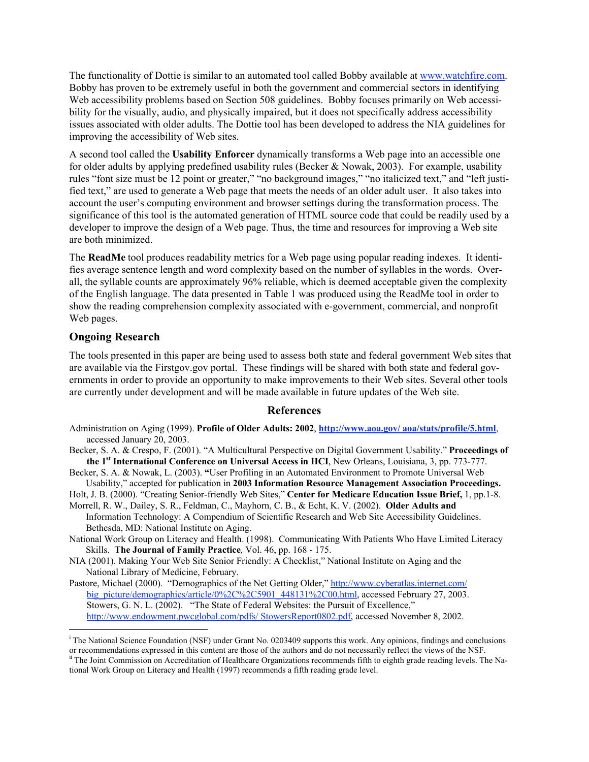The functionality of Dottie is similar to an automated tool called Bobby available at www.watchfire.com. Bobby has proven to be extremely useful in both the government and commercial sectors in identifying Web accessibility problems based on Section 508 guidelines. Bobby focuses primarily on Web accessibility for the visually, audio, and physically impaired, but it does not specifically address accessibility issues associated with older adults. The Dottie tool has been developed to address the NIA guidelines for improving the accessibility of Web sites.

A second tool called the **Usability Enforcer** dynamically transforms a Web page into an accessible one for older adults by applying predefined usability rules (Becker & Nowak, 2003). For example, usability rules "font size must be 12 point or greater," "no background images," "no italicized text," and "left justified text," are used to generate a Web page that meets the needs of an older adult user. It also takes into account the user's computing environment and browser settings during the transformation process. The significance of this tool is the automated generation of HTML source code that could be readily used by a developer to improve the design of a Web page. Thus, the time and resources for improving a Web site are both minimized.

The **ReadMe** tool produces readability metrics for a Web page using popular reading indexes. It identifies average sentence length and word complexity based on the number of syllables in the words. Overall, the syllable counts are approximately 96% reliable, which is deemed acceptable given the complexity of the English language. The data presented in Table 1 was produced using the ReadMe tool in order to show the reading comprehension complexity associated with e-government, commercial, and nonprofit Web pages.

## Ongoing Research

The tools presented in this paper are being used to assess both state and federal government Web sites that are available via the Firstgov.gov portal. These findings will be shared with both state and federal governments in order to provide an opportunity to make improvements to their Web sites. Several other tools are currently under development and will be made available in future updates of the Web site.

## References

Administration on Aging (1999). **Profile of Older Adults: 2002**, **http://www.aoa.gov/ aoa/stats/profile/5.html**, accessed January 20, 2003.

Becker, S. A. & Crespo, F. (2001). "A Multicultural Perspective on Digital Government Usability." **Proceedings of the 1st International Conference on Universal Access in HCI**, New Orleans, Louisiana, 3, pp. 773-777.

Becker, S. A. & Nowak, L. (2003). **"**User Profiling in an Automated Environment to Promote Universal Web Usability," accepted for publication in **2003 Information Resource Management Association Proceedings.**

Holt, J. B. (2000). "Creating Senior-friendly Web Sites," **Center for Medicare Education Issue Brief,** 1, pp.1-8.

Morrell, R. W., Dailey, S. R., Feldman, C., Mayhorn, C. B., & Echt, K. V. (2002). **Older Adults and** Information Technology: A Compendium of Scientific Research and Web Site Accessibility Guidelines. Bethesda, MD: National Institute on Aging.

National Work Group on Literacy and Health. (1998). Communicating With Patients Who Have Limited Literacy Skills. **The Journal of Family Practice***,* Vol. 46, pp. 168 - 175.

NIA (2001). Making Your Web Site Senior Friendly: A Checklist," National Institute on Aging and the National Library of Medicine, February.

Pastore, Michael (2000). "Demographics of the Net Getting Older," http://www.cyberatlas.internet.com/ big_picture/demographics/article/0%2C%2C5901_448131%2C00.html, accessed February 27, 2003.

Stowers, G. N. L. (2002). "The State of Federal Websites: the Pursuit of Excellence," http://www.endowment.pwcglobal.com/pdfs/ StowersReport0802.pdf, accessed November 8, 2002.

---

[i] The National Science Foundation (NSF) under Grant No. 0203409 supports this work. Any opinions, findings and conclusions or recommendations expressed in this content are those of the authors and do not necessarily reflect the views of the NSF.

[ii] The Joint Commission on Accreditation of Healthcare Organizations recommends fifth to eighth grade reading levels. The National Work Group on Literacy and Health (1997) recommends a fifth reading grade level.